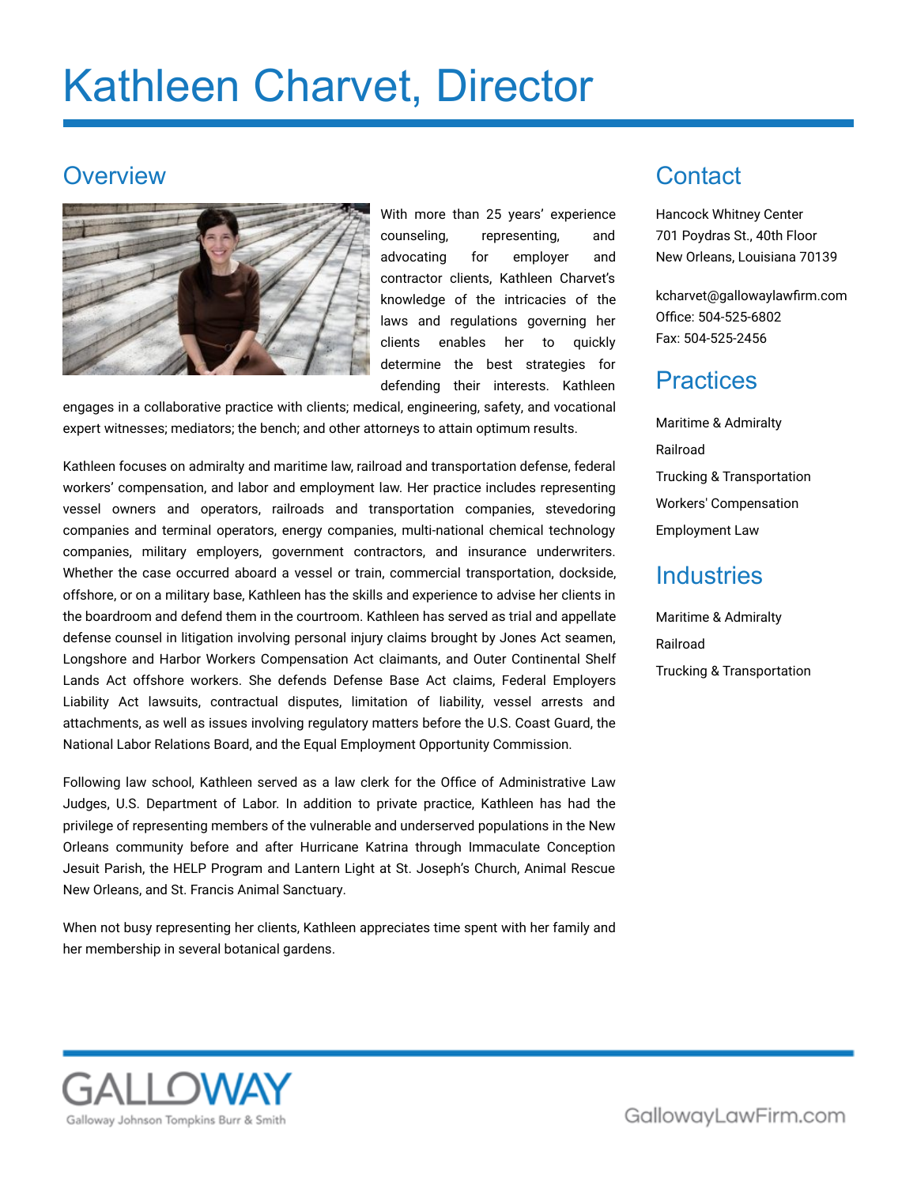# Kathleen Charvet, Director

## Overview

With more than 25 years' experience counseling, representing, and advocating for employer and contractor clients, Kathleen Charvet's knowledge of the intricacies of the laws and regulations governing her clients enables her to quickly determine the best strategies for defending their interests. Kathleen engages in a collaborative practice with clients; medical, engineering, safety, and vocational expert witnesses; mediators; the bench; and other attorneys to attain optimum results.

Kathleen focuses on admiralty and maritime law, railroad and transportation defense, federal workers' compensation, and labor and employment law. Her practice includes representing vessel owners and operators, railroads and transportation companies, stevedoring companies and terminal operators, energy companies, multi-national chemical technology companies, military employers, government contractors, and insurance underwriters. Whether the case occurred aboard a vessel or train, commercial transportation, dockside, offshore, or on a military base, Kathleen has the skills and experience to advise her clients in the boardroom and defend them in the courtroom. Kathleen has served as trial and appellate defense counsel in litigation involving personal injury claims brought by Jones Act seamen, Longshore and Harbor Workers Compensation Act claimants, and Outer Continental Shelf Lands Act offshore workers. She defends Defense Base Act claims, Federal Employers Liability Act lawsuits, contractual disputes, limitation of liability, vessel arrests and attachments, as well as issues involving regulatory matters before the U.S. Coast Guard, the National Labor Relations Board, and the Equal Employment Opportunity Commission.

Following law school, Kathleen served as a law clerk for the Office of Administrative Law Judges, U.S. Department of Labor. In addition to private practice, Kathleen has had the privilege of representing members of the vulnerable and underserved populations in the New Orleans community before and after Hurricane Katrina through Immaculate Conception Jesuit Parish, the HELP Program and Lantern Light at St. Joseph's Church, Animal Rescue New Orleans, and St. Francis Animal Sanctuary.

When not busy representing her clients, Kathleen appreciates time spent with her family and her membership in several botanical gardens.

## Contact

Hancock Whitney Center
701 Poydras St., 40th Floor
New Orleans, Louisiana 70139

kcharvet@gallowaylawfirm.com
Office: 504-525-6802
Fax: 504-525-2456

## Practices

- Maritime & Admiralty
- Railroad
- Trucking & Transportation
- Workers' Compensation
- Employment Law

## Industries

- Maritime & Admiralty
- Railroad
- Trucking & Transportation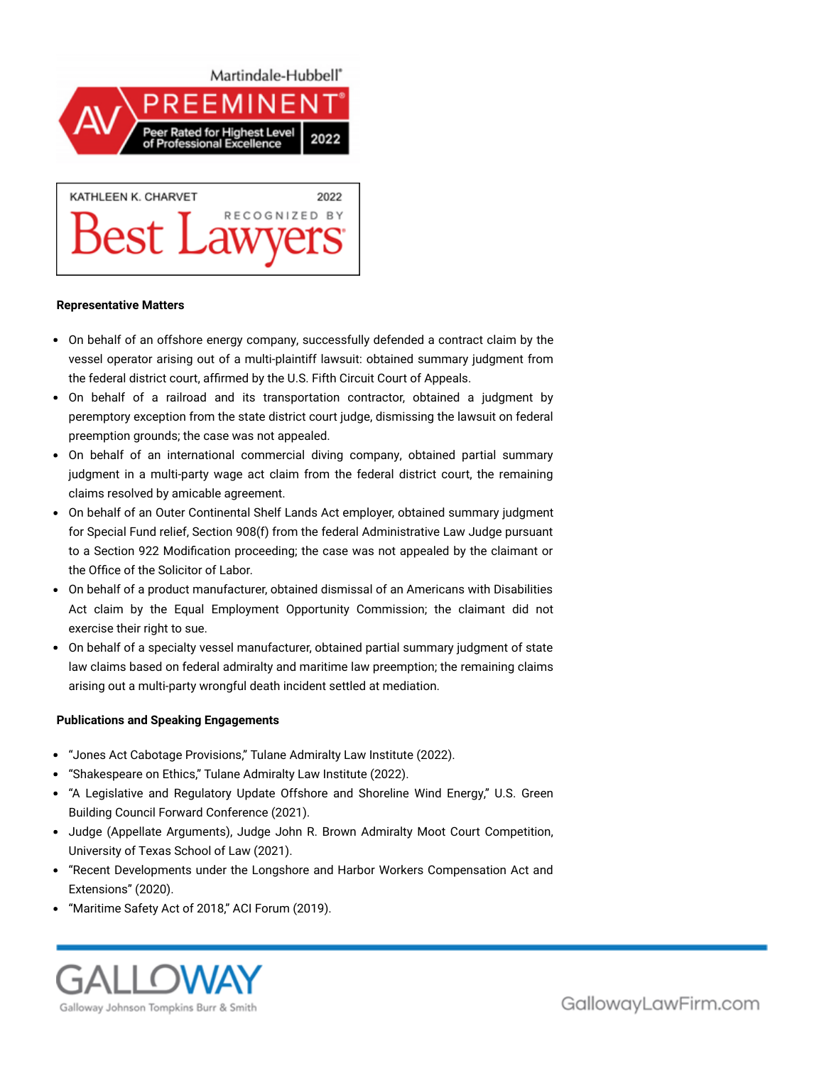Martindale-Hubbell®

AV PREEMINENT®

Peer Rated for Highest Level of Professional Excellence 2022

KATHLEEN K. CHARVET 2022

RECOGNIZED BY Best Lawyers®

**Representative Matters**

- On behalf of an offshore energy company, successfully defended a contract claim by the vessel operator arising out of a multi-plaintiff lawsuit: obtained summary judgment from the federal district court, affirmed by the U.S. Fifth Circuit Court of Appeals.
- On behalf of a railroad and its transportation contractor, obtained a judgment by peremptory exception from the state district court judge, dismissing the lawsuit on federal preemption grounds; the case was not appealed.
- On behalf of an international commercial diving company, obtained partial summary judgment in a multi-party wage act claim from the federal district court, the remaining claims resolved by amicable agreement.
- On behalf of an Outer Continental Shelf Lands Act employer, obtained summary judgment for Special Fund relief, Section 908(f) from the federal Administrative Law Judge pursuant to a Section 922 Modification proceeding; the case was not appealed by the claimant or the Office of the Solicitor of Labor.
- On behalf of a product manufacturer, obtained dismissal of an Americans with Disabilities Act claim by the Equal Employment Opportunity Commission; the claimant did not exercise their right to sue.
- On behalf of a specialty vessel manufacturer, obtained partial summary judgment of state law claims based on federal admiralty and maritime law preemption; the remaining claims arising out a multi-party wrongful death incident settled at mediation.

**Publications and Speaking Engagements**

- "Jones Act Cabotage Provisions," Tulane Admiralty Law Institute (2022).
- "Shakespeare on Ethics," Tulane Admiralty Law Institute (2022).
- "A Legislative and Regulatory Update Offshore and Shoreline Wind Energy," U.S. Green Building Council Forward Conference (2021).
- Judge (Appellate Arguments), Judge John R. Brown Admiralty Moot Court Competition, University of Texas School of Law (2021).
- "Recent Developments under the Longshore and Harbor Workers Compensation Act and Extensions" (2020).
- "Maritime Safety Act of 2018," ACI Forum (2019).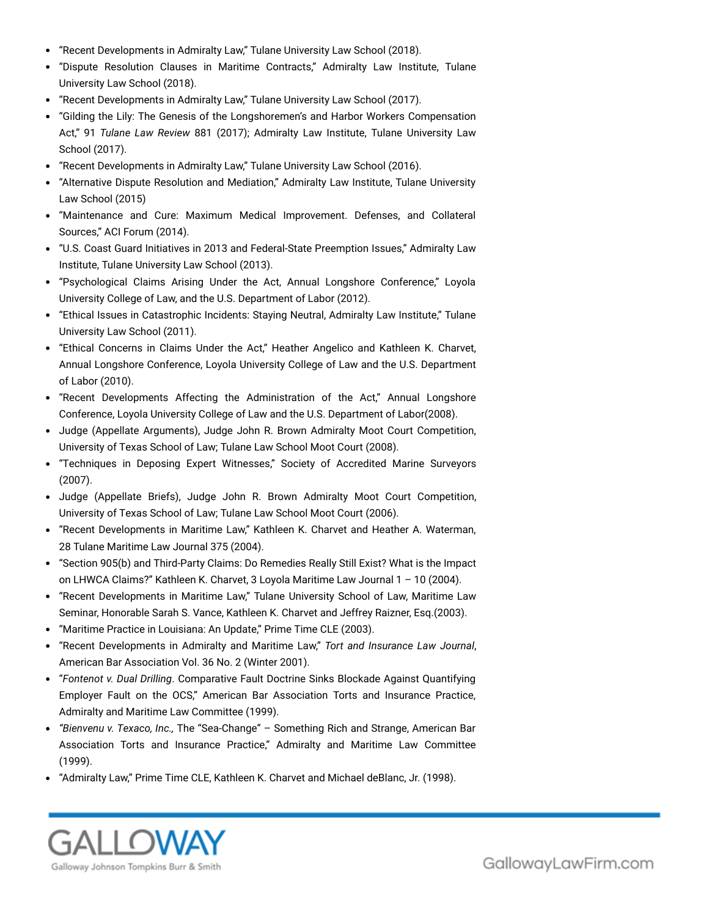- "Recent Developments in Admiralty Law," Tulane University Law School (2018).
- "Dispute Resolution Clauses in Maritime Contracts," Admiralty Law Institute, Tulane University Law School (2018).
- "Recent Developments in Admiralty Law," Tulane University Law School (2017).
- "Gilding the Lily: The Genesis of the Longshoremen's and Harbor Workers Compensation Act," 91 *Tulane Law Review* 881 (2017); Admiralty Law Institute, Tulane University Law School (2017).
- "Recent Developments in Admiralty Law," Tulane University Law School (2016).
- "Alternative Dispute Resolution and Mediation," Admiralty Law Institute, Tulane University Law School (2015)
- "Maintenance and Cure: Maximum Medical Improvement. Defenses, and Collateral Sources," ACI Forum (2014).
- "U.S. Coast Guard Initiatives in 2013 and Federal-State Preemption Issues," Admiralty Law Institute, Tulane University Law School (2013).
- "Psychological Claims Arising Under the Act, Annual Longshore Conference," Loyola University College of Law, and the U.S. Department of Labor (2012).
- "Ethical Issues in Catastrophic Incidents: Staying Neutral, Admiralty Law Institute," Tulane University Law School (2011).
- "Ethical Concerns in Claims Under the Act," Heather Angelico and Kathleen K. Charvet, Annual Longshore Conference, Loyola University College of Law and the U.S. Department of Labor (2010).
- "Recent Developments Affecting the Administration of the Act," Annual Longshore Conference, Loyola University College of Law and the U.S. Department of Labor(2008).
- Judge (Appellate Arguments), Judge John R. Brown Admiralty Moot Court Competition, University of Texas School of Law; Tulane Law School Moot Court (2008).
- "Techniques in Deposing Expert Witnesses," Society of Accredited Marine Surveyors (2007).
- Judge (Appellate Briefs), Judge John R. Brown Admiralty Moot Court Competition, University of Texas School of Law; Tulane Law School Moot Court (2006).
- "Recent Developments in Maritime Law," Kathleen K. Charvet and Heather A. Waterman, 28 Tulane Maritime Law Journal 375 (2004).
- "Section 905(b) and Third-Party Claims: Do Remedies Really Still Exist? What is the Impact on LHWCA Claims?" Kathleen K. Charvet, 3 Loyola Maritime Law Journal 1 – 10 (2004).
- "Recent Developments in Maritime Law," Tulane University School of Law, Maritime Law Seminar, Honorable Sarah S. Vance, Kathleen K. Charvet and Jeffrey Raizner, Esq.(2003).
- "Maritime Practice in Louisiana: An Update," Prime Time CLE (2003).
- "Recent Developments in Admiralty and Maritime Law," *Tort and Insurance Law Journal*, American Bar Association Vol. 36 No. 2 (Winter 2001).
- "*Fontenot v. Dual Drilling*. Comparative Fault Doctrine Sinks Blockade Against Quantifying Employer Fault on the OCS," American Bar Association Torts and Insurance Practice, Admiralty and Maritime Law Committee (1999).
- *"Bienvenu v. Texaco, Inc.,* The "Sea-Change" – Something Rich and Strange, American Bar Association Torts and Insurance Practice," Admiralty and Maritime Law Committee (1999).
- "Admiralty Law," Prime Time CLE, Kathleen K. Charvet and Michael deBlanc, Jr. (1998).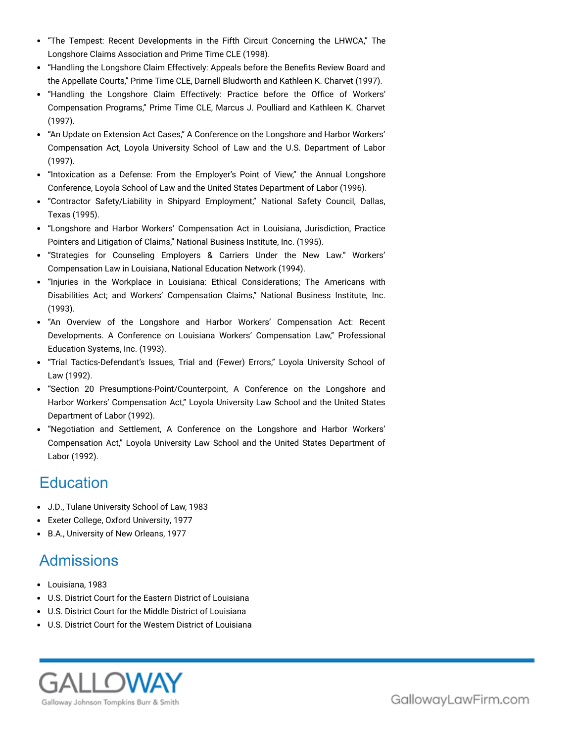- "The Tempest: Recent Developments in the Fifth Circuit Concerning the LHWCA," The Longshore Claims Association and Prime Time CLE (1998).
- "Handling the Longshore Claim Effectively: Appeals before the Benefits Review Board and the Appellate Courts," Prime Time CLE, Darnell Bludworth and Kathleen K. Charvet (1997).
- "Handling the Longshore Claim Effectively: Practice before the Office of Workers' Compensation Programs," Prime Time CLE, Marcus J. Poulliard and Kathleen K. Charvet (1997).
- "An Update on Extension Act Cases," A Conference on the Longshore and Harbor Workers' Compensation Act, Loyola University School of Law and the U.S. Department of Labor (1997).
- "Intoxication as a Defense: From the Employer's Point of View," the Annual Longshore Conference, Loyola School of Law and the United States Department of Labor (1996).
- "Contractor Safety/Liability in Shipyard Employment," National Safety Council, Dallas, Texas (1995).
- "Longshore and Harbor Workers' Compensation Act in Louisiana, Jurisdiction, Practice Pointers and Litigation of Claims," National Business Institute, Inc. (1995).
- "Strategies for Counseling Employers & Carriers Under the New Law." Workers' Compensation Law in Louisiana, National Education Network (1994).
- "Injuries in the Workplace in Louisiana: Ethical Considerations; The Americans with Disabilities Act; and Workers' Compensation Claims," National Business Institute, Inc. (1993).
- "An Overview of the Longshore and Harbor Workers' Compensation Act: Recent Developments. A Conference on Louisiana Workers' Compensation Law," Professional Education Systems, Inc. (1993).
- "Trial Tactics-Defendant's Issues, Trial and (Fewer) Errors," Loyola University School of Law (1992).
- "Section 20 Presumptions-Point/Counterpoint, A Conference on the Longshore and Harbor Workers' Compensation Act," Loyola University Law School and the United States Department of Labor (1992).
- "Negotiation and Settlement, A Conference on the Longshore and Harbor Workers' Compensation Act," Loyola University Law School and the United States Department of Labor (1992).

## Education

- J.D., Tulane University School of Law, 1983
- Exeter College, Oxford University, 1977
- B.A., University of New Orleans, 1977

## Admissions

- Louisiana, 1983
- U.S. District Court for the Eastern District of Louisiana
- U.S. District Court for the Middle District of Louisiana
- U.S. District Court for the Western District of Louisiana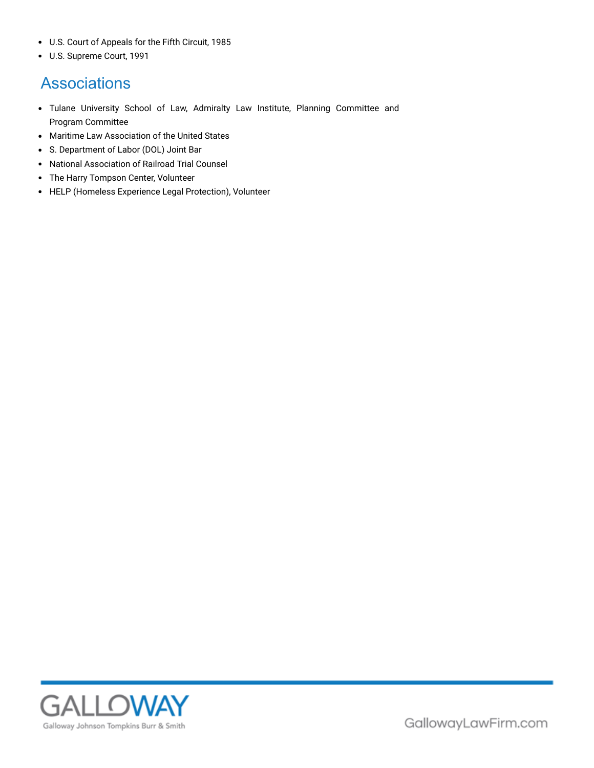- U.S. Court of Appeals for the Fifth Circuit, 1985
- U.S. Supreme Court, 1991

## Associations

- Tulane University School of Law, Admiralty Law Institute, Planning Committee and Program Committee
- Maritime Law Association of the United States
- S. Department of Labor (DOL) Joint Bar
- National Association of Railroad Trial Counsel
- The Harry Tompson Center, Volunteer
- HELP (Homeless Experience Legal Protection), Volunteer